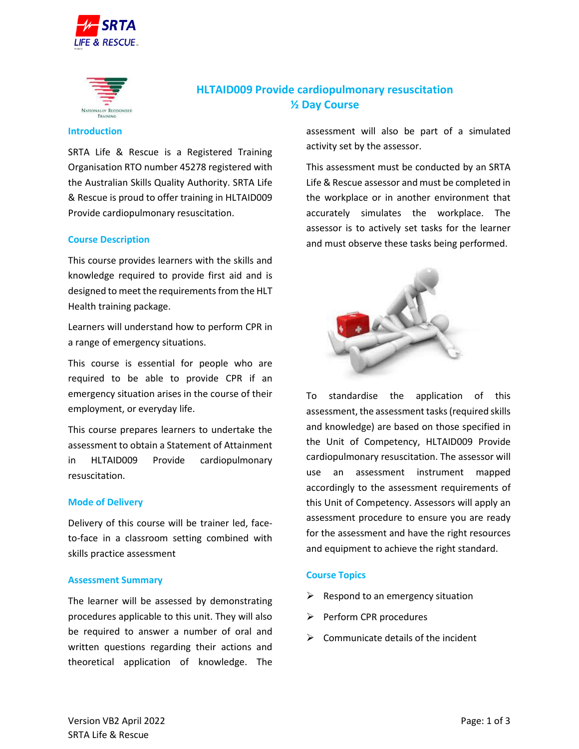# HLTAID009 Provide cardiopulmonary resuscitation
## ½ Day Course

### Introduction

SRTA Life & Rescue is a Registered Training Organisation RTO number 45278 registered with the Australian Skills Quality Authority. SRTA Life & Rescue is proud to offer training in HLTAID009 Provide cardiopulmonary resuscitation.

### Course Description

This course provides learners with the skills and knowledge required to provide first aid and is designed to meet the requirements from the HLT Health training package.

Learners will understand how to perform CPR in a range of emergency situations.

This course is essential for people who are required to be able to provide CPR if an emergency situation arises in the course of their employment, or everyday life.

This course prepares learners to undertake the assessment to obtain a Statement of Attainment in HLTAID009 Provide cardiopulmonary resuscitation.

### Mode of Delivery

Delivery of this course will be trainer led, face-to-face in a classroom setting combined with skills practice assessment

### Assessment Summary

The learner will be assessed by demonstrating procedures applicable to this unit. They will also be required to answer a number of oral and written questions regarding their actions and theoretical application of knowledge. The assessment will also be part of a simulated activity set by the assessor.

This assessment must be conducted by an SRTA Life & Rescue assessor and must be completed in the workplace or in another environment that accurately simulates the workplace. The assessor is to actively set tasks for the learner and must observe these tasks being performed.

To standardise the application of this assessment, the assessment tasks (required skills and knowledge) are based on those specified in the Unit of Competency, HLTAID009 Provide cardiopulmonary resuscitation. The assessor will use an assessment instrument mapped accordingly to the assessment requirements of this Unit of Competency. Assessors will apply an assessment procedure to ensure you are ready for the assessment and have the right resources and equipment to achieve the right standard.

### Course Topics

- Respond to an emergency situation
- Perform CPR procedures
- Communicate details of the incident

Version VB2 April 2022
SRTA Life & Rescue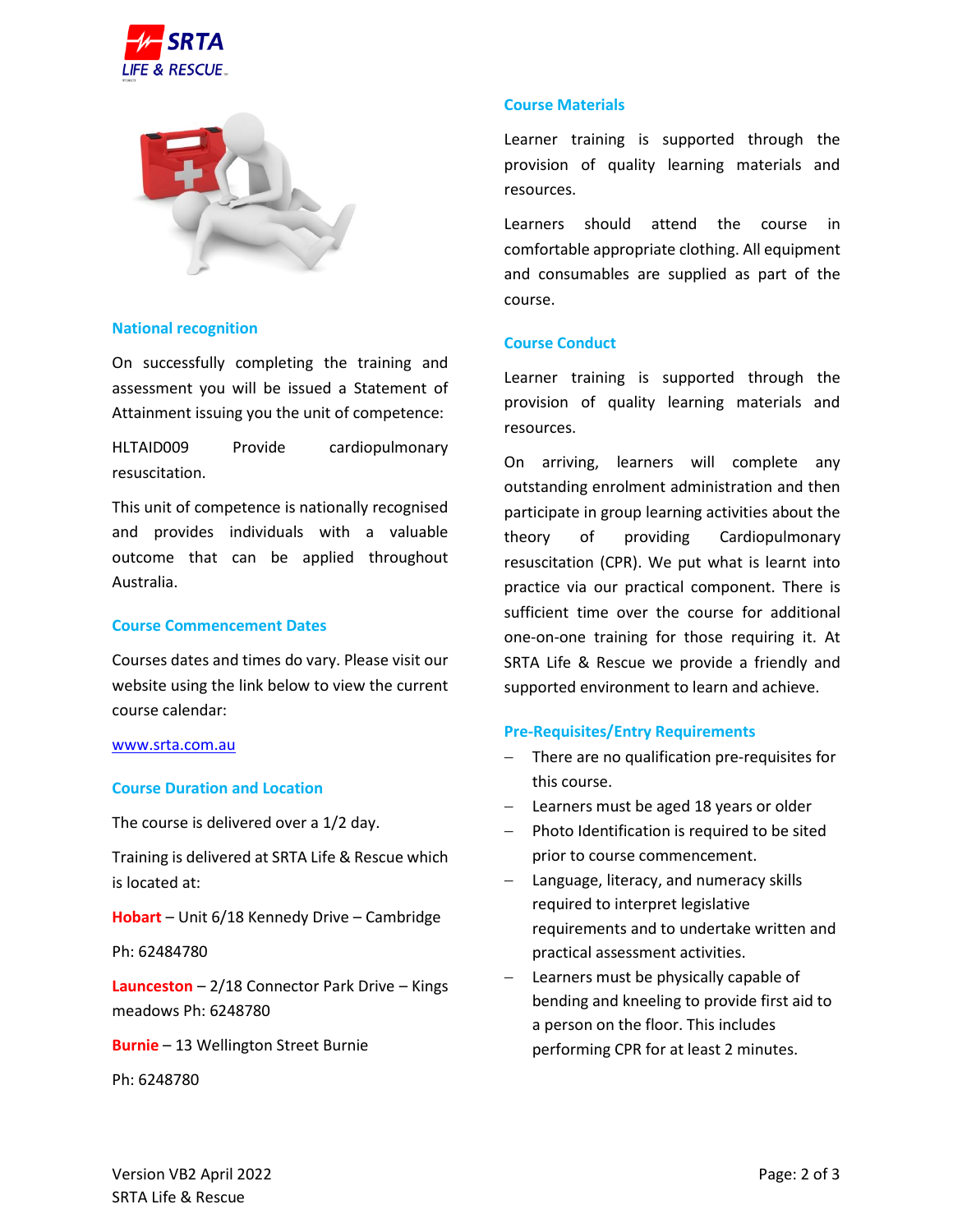## National recognition

On successfully completing the training and assessment you will be issued a Statement of Attainment issuing you the unit of competence:

HLTAID009 Provide cardiopulmonary resuscitation.

This unit of competence is nationally recognised and provides individuals with a valuable outcome that can be applied throughout Australia.

## Course Commencement Dates

Courses dates and times do vary. Please visit our website using the link below to view the current course calendar:

[www.srta.com.au](http://www.srta.com.au)

## Course Duration and Location

The course is delivered over a 1/2 day.

Training is delivered at SRTA Life & Rescue which is located at:

**Hobart** – Unit 6/18 Kennedy Drive – Cambridge

Ph: 62484780

**Launceston** – 2/18 Connector Park Drive – Kings meadows Ph: 6248780

**Burnie** – 13 Wellington Street Burnie

Ph: 6248780

## Course Materials

Learner training is supported through the provision of quality learning materials and resources.

Learners should attend the course in comfortable appropriate clothing. All equipment and consumables are supplied as part of the course.

## Course Conduct

Learner training is supported through the provision of quality learning materials and resources.

On arriving, learners will complete any outstanding enrolment administration and then participate in group learning activities about the theory of providing Cardiopulmonary resuscitation (CPR). We put what is learnt into practice via our practical component. There is sufficient time over the course for additional one-on-one training for those requiring it. At SRTA Life & Rescue we provide a friendly and supported environment to learn and achieve.

## Pre-Requisites/Entry Requirements

- There are no qualification pre-requisites for this course.
- Learners must be aged 18 years or older
- Photo Identification is required to be sited prior to course commencement.
- Language, literacy, and numeracy skills required to interpret legislative requirements and to undertake written and practical assessment activities.
- Learners must be physically capable of bending and kneeling to provide first aid to a person on the floor. This includes performing CPR for at least 2 minutes.

Version VB2 April 2022
SRTA Life & Rescue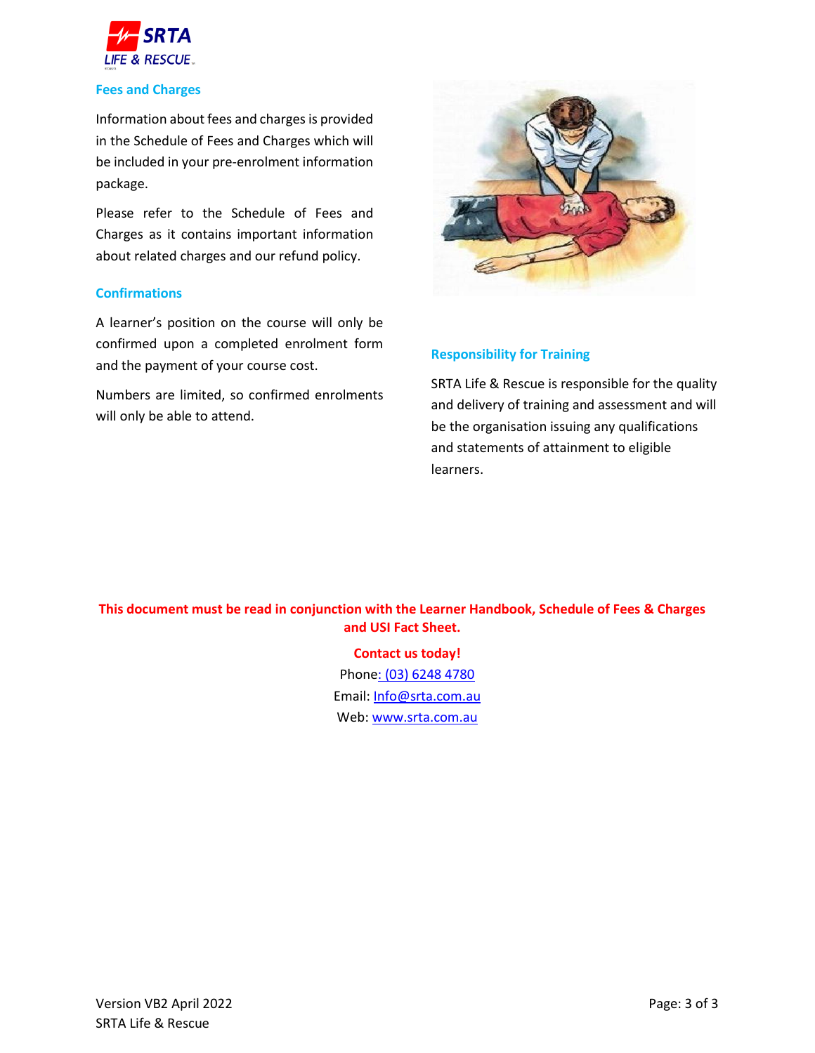## Fees and Charges

Information about fees and charges is provided in the Schedule of Fees and Charges which will be included in your pre-enrolment information package.

Please refer to the Schedule of Fees and Charges as it contains important information about related charges and our refund policy.

## Confirmations

A learner's position on the course will only be confirmed upon a completed enrolment form and the payment of your course cost.

Numbers are limited, so confirmed enrolments will only be able to attend.

## Responsibility for Training

SRTA Life & Rescue is responsible for the quality and delivery of training and assessment and will be the organisation issuing any qualifications and statements of attainment to eligible learners.

**This document must be read in conjunction with the Learner Handbook, Schedule of Fees & Charges and USI Fact Sheet.**

**Contact us today!**

Phone: (03) 6248 4780

Email: Info@srta.com.au

Web: www.srta.com.au

Version VB2 April 2022

SRTA Life & Rescue